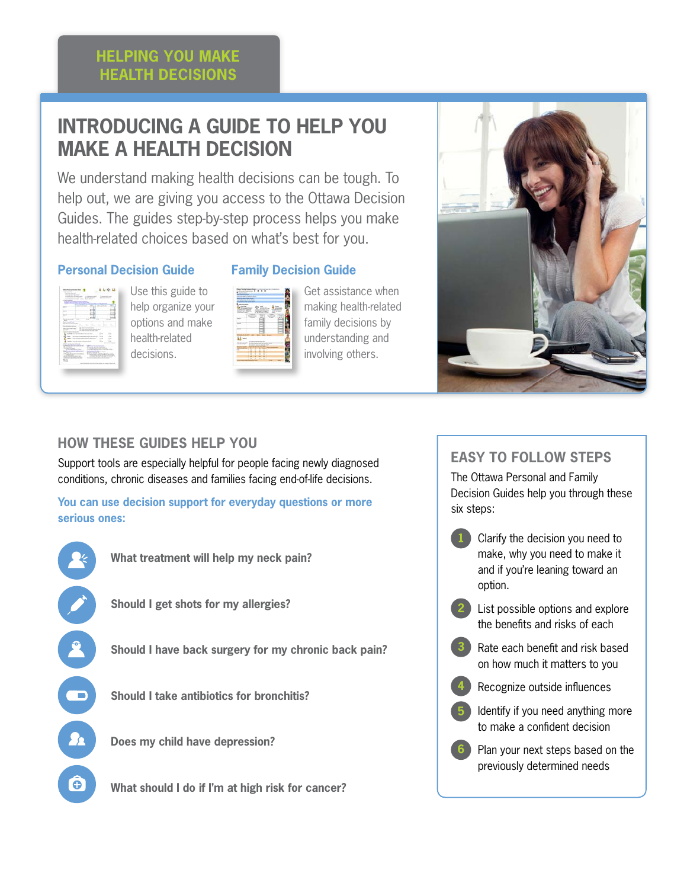HELPING YOU MAKE HEALTH DECISIONS

# INTRODUCING A GUIDE TO HELP YOU MAKE A HEALTH DECISION

We understand making health decisions can be tough. To help out, we are giving you access to the Ottawa Decision Guides. The guides step-by-step process helps you make health-related choices based on what's best for you.

### Personal Decision Guide

Use this guide to help organize your options and make health-related decisions.

### Family Decision Guide

Get assistance when making health-related family decisions by understanding and involving others.

## HOW THESE GUIDES HELP YOU

Support tools are especially helpful for people facing newly diagnosed conditions, chronic diseases and families facing end-of-life decisions.

**You can use decision support for everyday questions or more serious ones:**

- **What treatment will help my neck pain?**
- **Should I get shots for my allergies?**
- **Should I have back surgery for my chronic back pain?**
- **Should I take antibiotics for bronchitis?**
- **Does my child have depression?**
- **What should I do if I'm at high risk for cancer?**

## EASY TO FOLLOW STEPS

The Ottawa Personal and Family Decision Guides help you through these six steps:

1. Clarify the decision you need to make, why you need to make it and if you're leaning toward an option.
2. List possible options and explore the benefits and risks of each
3. Rate each benefit and risk based on how much it matters to you
4. Recognize outside influences
5. Identify if you need anything more to make a confident decision
6. Plan your next steps based on the previously determined needs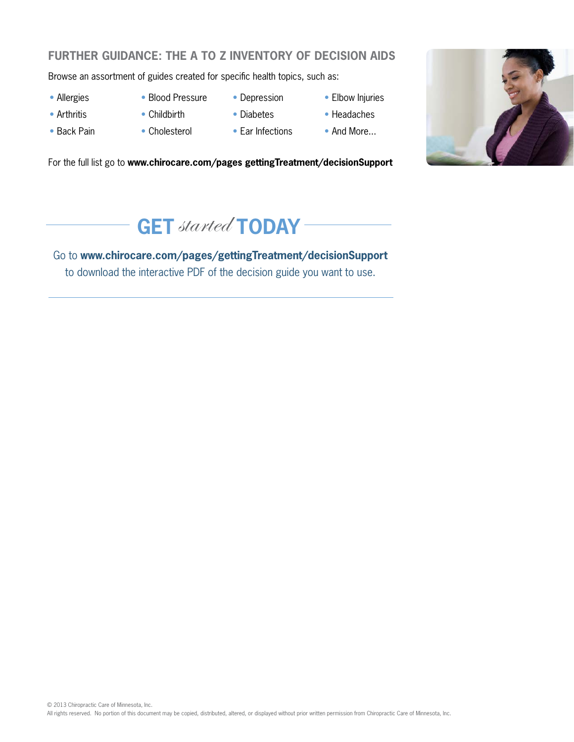## FURTHER GUIDANCE: THE A TO Z INVENTORY OF DECISION AIDS

Browse an assortment of guides created for specific health topics, such as:

- Allergies
- Arthritis
- Back Pain
- Blood Pressure
- Childbirth
- Cholesterol
- Depression
- Diabetes
- Ear Infections
- Elbow Injuries
- Headaches
- And More...

For the full list go to **www.chirocare.com/pages gettingTreatment/decisionSupport**

## GET *started* TODAY

Go to **www.chirocare.com/pages/gettingTreatment/decisionSupport** to download the interactive PDF of the decision guide you want to use.

© 2013 Chiropractic Care of Minnesota, Inc.
All rights reserved. No portion of this document may be copied, distributed, altered, or displayed without prior written permission from Chiropractic Care of Minnesota, Inc.